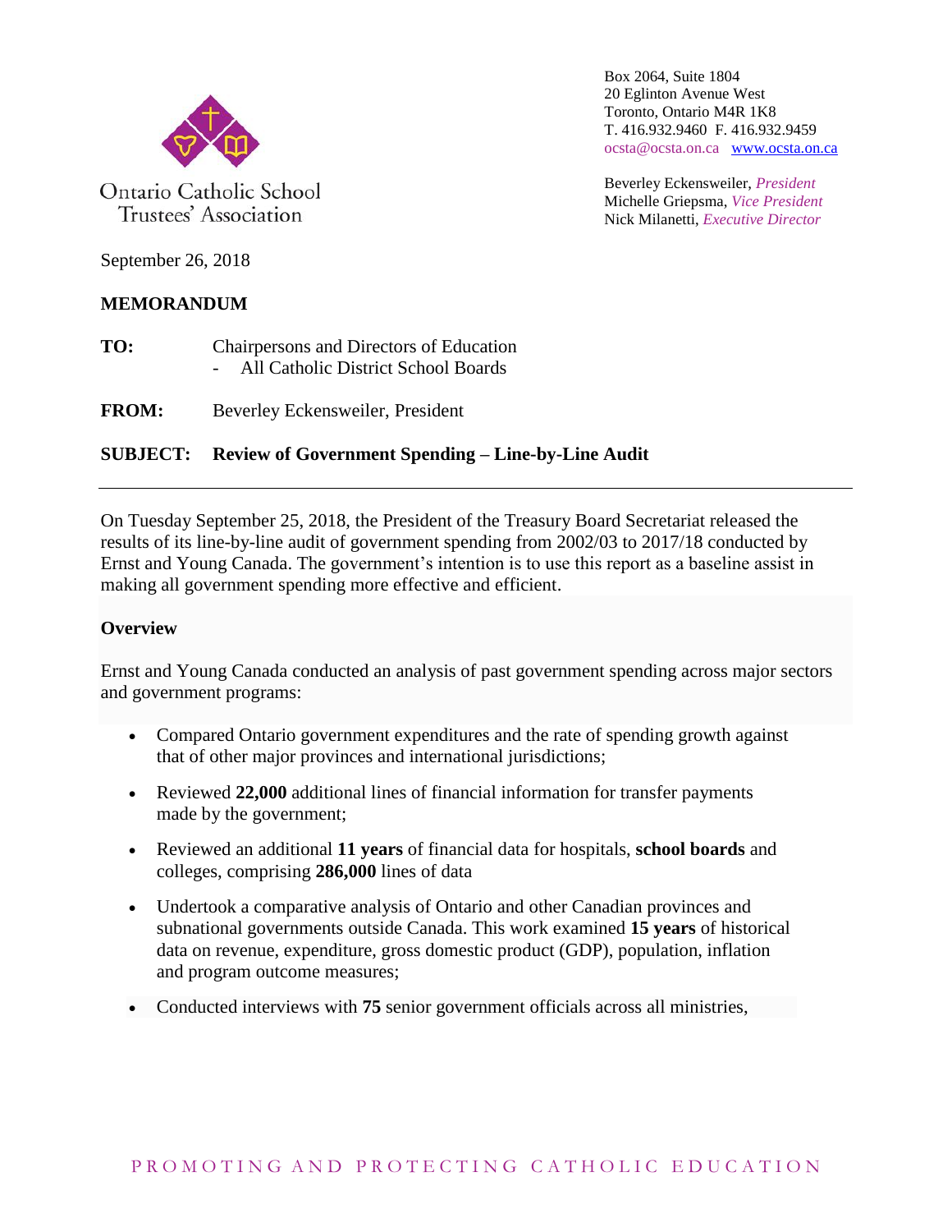Ontario Catholic School Trustees' Association

Box 2064, Suite 1804
20 Eglinton Avenue West
Toronto, Ontario M4R 1K8
T. 416.932.9460 F. 416.932.9459
ocsta@ocsta.on.ca [www.ocsta.on.ca](http://www.ocsta.on.ca)

Beverley Eckensweiler, *President*
Michelle Griepsma, *Vice President*
Nick Milanetti, *Executive Director*

September 26, 2018

**MEMORANDUM**

**TO:** Chairpersons and Directors of Education
- All Catholic District School Boards

**FROM:** Beverley Eckensweiler, President

**SUBJECT: Review of Government Spending – Line-by-Line Audit**

---

On Tuesday September 25, 2018, the President of the Treasury Board Secretariat released the results of its line-by-line audit of government spending from 2002/03 to 2017/18 conducted by Ernst and Young Canada. The government's intention is to use this report as a baseline assist in making all government spending more effective and efficient.

**Overview**

Ernst and Young Canada conducted an analysis of past government spending across major sectors and government programs:

- Compared Ontario government expenditures and the rate of spending growth against that of other major provinces and international jurisdictions;
- Reviewed **22,000** additional lines of financial information for transfer payments made by the government;
- Reviewed an additional **11 years** of financial data for hospitals, **school boards** and colleges, comprising **286,000** lines of data
- Undertook a comparative analysis of Ontario and other Canadian provinces and subnational governments outside Canada. This work examined **15 years** of historical data on revenue, expenditure, gross domestic product (GDP), population, inflation and program outcome measures;
- Conducted interviews with **75** senior government officials across all ministries,

PROMOTING AND PROTECTING CATHOLIC EDUCATION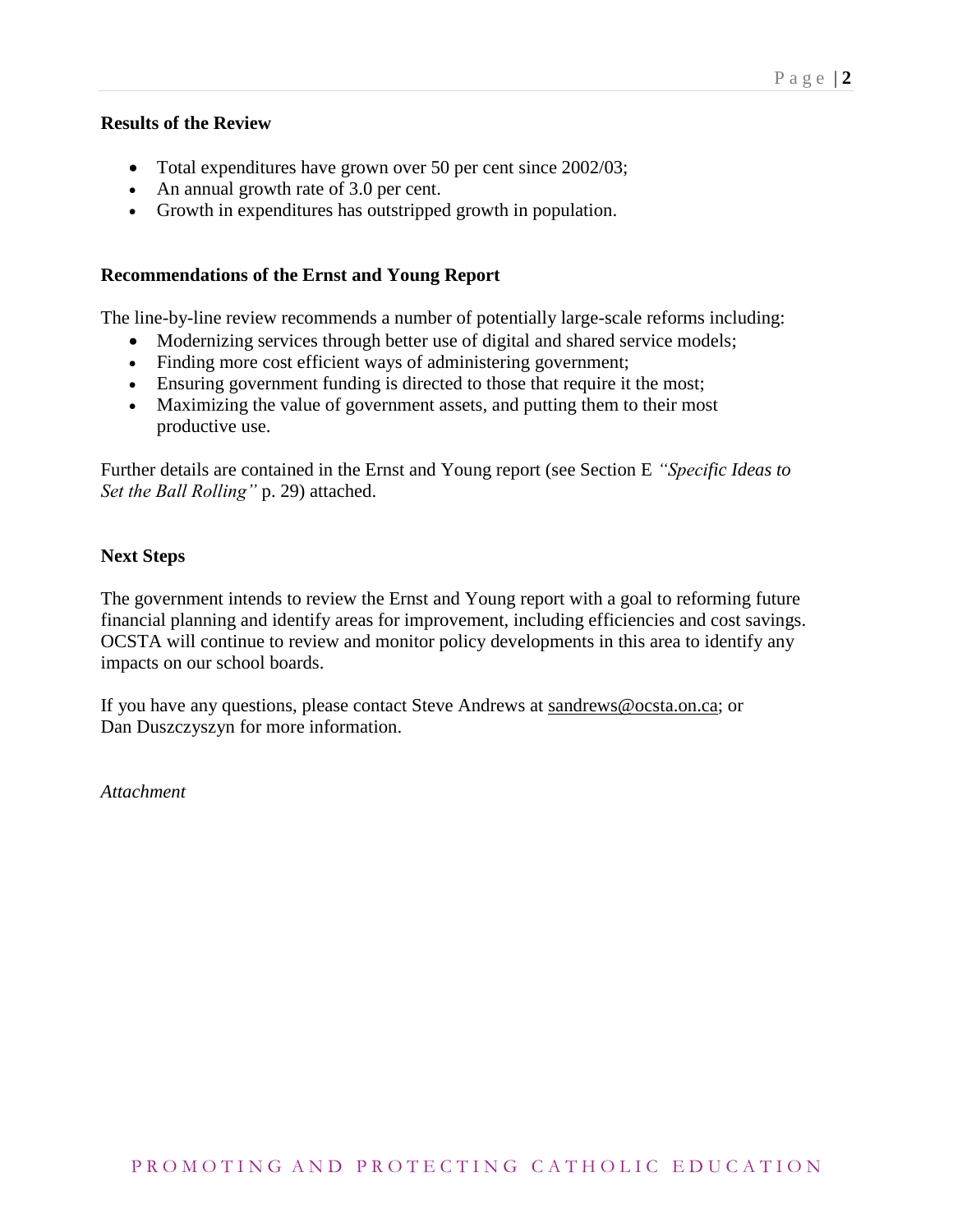**Results of the Review**

- Total expenditures have grown over 50 per cent since 2002/03;
- An annual growth rate of 3.0 per cent.
- Growth in expenditures has outstripped growth in population.

**Recommendations of the Ernst and Young Report**

The line-by-line review recommends a number of potentially large-scale reforms including:

- Modernizing services through better use of digital and shared service models;
- Finding more cost efficient ways of administering government;
- Ensuring government funding is directed to those that require it the most;
- Maximizing the value of government assets, and putting them to their most productive use.

Further details are contained in the Ernst and Young report (see Section E *"Specific Ideas to Set the Ball Rolling"* p. 29) attached.

**Next Steps**

The government intends to review the Ernst and Young report with a goal to reforming future financial planning and identify areas for improvement, including efficiencies and cost savings. OCSTA will continue to review and monitor policy developments in this area to identify any impacts on our school boards.

If you have any questions, please contact Steve Andrews at sandrews@ocsta.on.ca; or Dan Duszczyszyn for more information.

*Attachment*